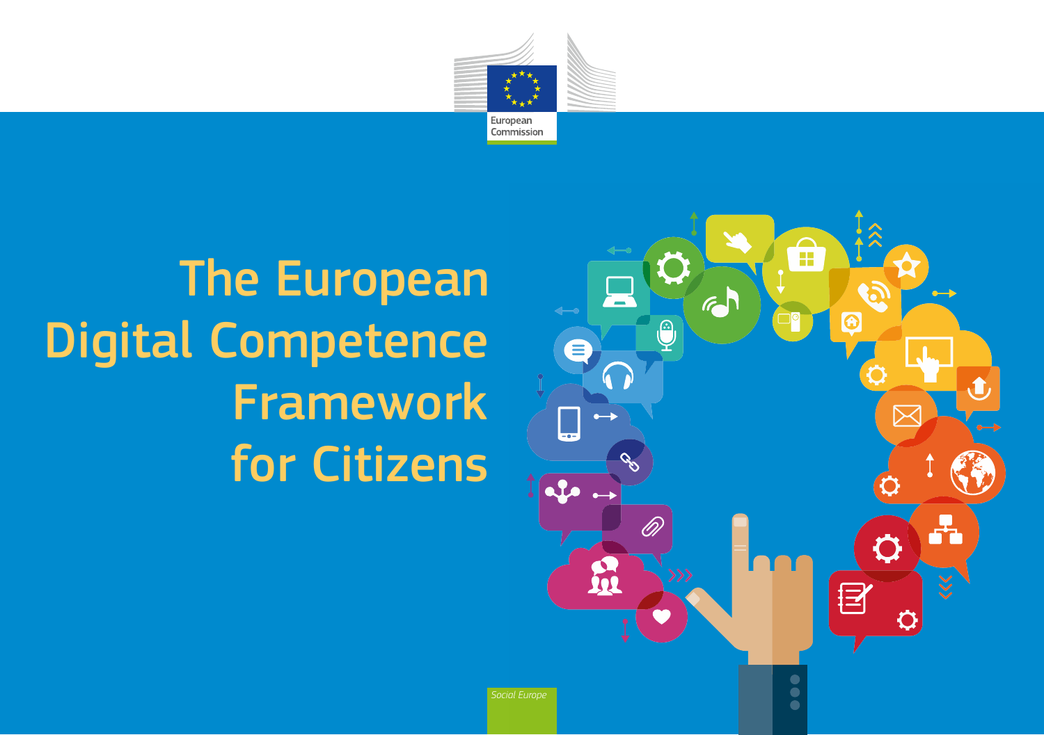European Commission

# The European Digital Competence Framework for Citizens

*Social Europe*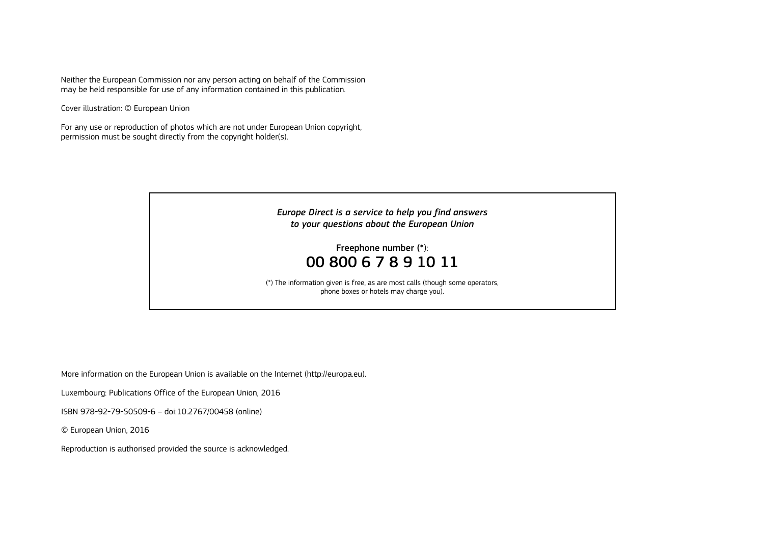Neither the European Commission nor any person acting on behalf of the Commission may be held responsible for use of any information contained in this publication.

Cover illustration: © European Union

For any use or reproduction of photos which are not under European Union copyright, permission must be sought directly from the copyright holder(s).

***Europe Direct is a service to help you find answers to your questions about the European Union***

**Freephone number (*)**:

**00 800 6 7 8 9 10 11**

(*) The information given is free, as are most calls (though some operators, phone boxes or hotels may charge you).

More information on the European Union is available on the Internet (http://europa.eu).

Luxembourg: Publications Office of the European Union, 2016

ISBN 978-92-79-50509-6 – doi:10.2767/00458 (online)

© European Union, 2016

Reproduction is authorised provided the source is acknowledged.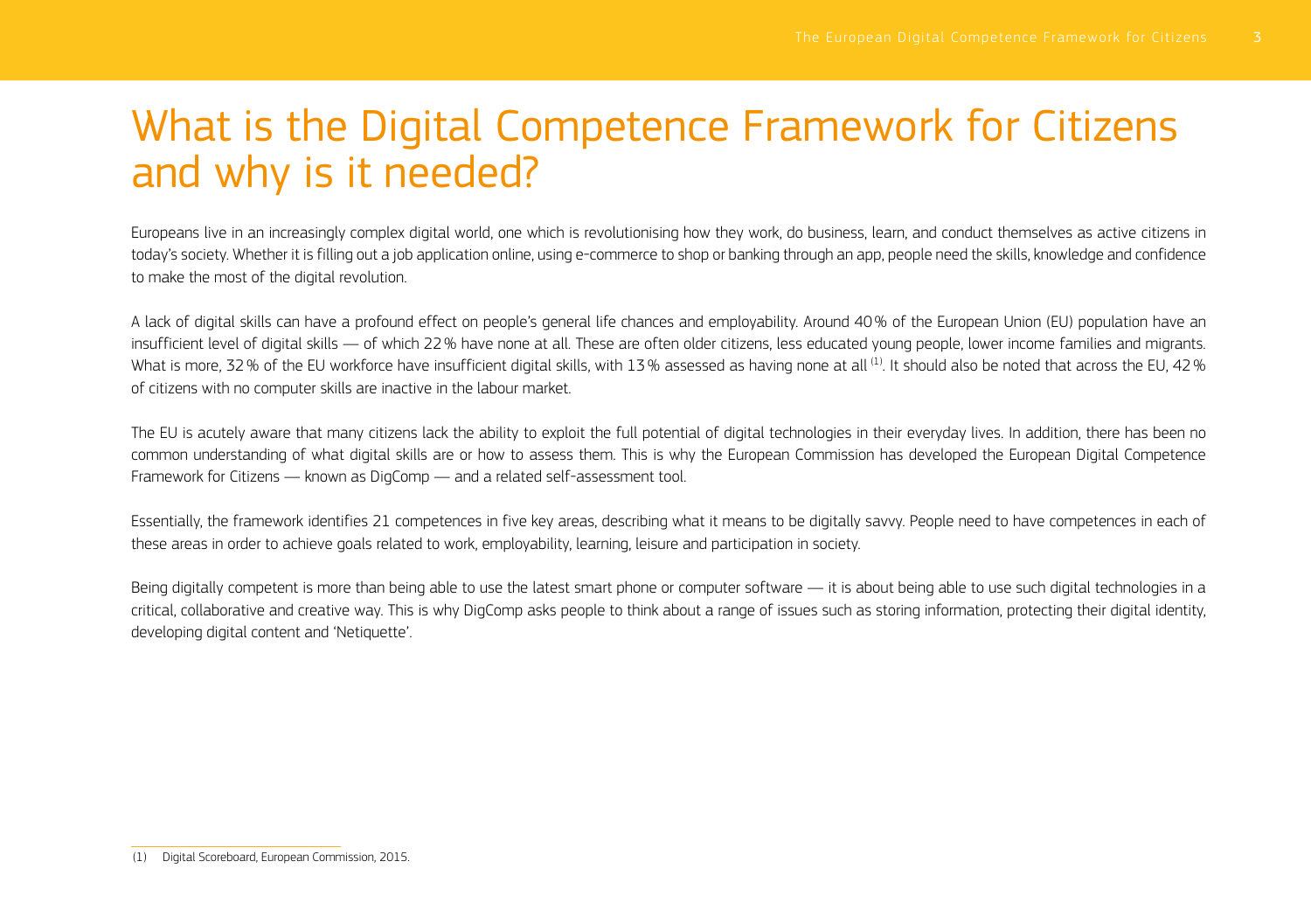# What is the Digital Competence Framework for Citizens and why is it needed?

Europeans live in an increasingly complex digital world, one which is revolutionising how they work, do business, learn, and conduct themselves as active citizens in today's society. Whether it is filling out a job application online, using e-commerce to shop or banking through an app, people need the skills, knowledge and confidence to make the most of the digital revolution.

A lack of digital skills can have a profound effect on people's general life chances and employability. Around 40 % of the European Union (EU) population have an insufficient level of digital skills — of which 22 % have none at all. These are often older citizens, less educated young people, lower income families and migrants. What is more, 32 % of the EU workforce have insufficient digital skills, with 13 % assessed as having none at all [1]. It should also be noted that across the EU, 42 % of citizens with no computer skills are inactive in the labour market.

The EU is acutely aware that many citizens lack the ability to exploit the full potential of digital technologies in their everyday lives. In addition, there has been no common understanding of what digital skills are or how to assess them. This is why the European Commission has developed the European Digital Competence Framework for Citizens — known as DigComp — and a related self-assessment tool.

Essentially, the framework identifies 21 competences in five key areas, describing what it means to be digitally savvy. People need to have competences in each of these areas in order to achieve goals related to work, employability, learning, leisure and participation in society.

Being digitally competent is more than being able to use the latest smart phone or computer software — it is about being able to use such digital technologies in a critical, collaborative and creative way. This is why DigComp asks people to think about a range of issues such as storing information, protecting their digital identity, developing digital content and 'Netiquette'.

---

(1) Digital Scoreboard, European Commission, 2015.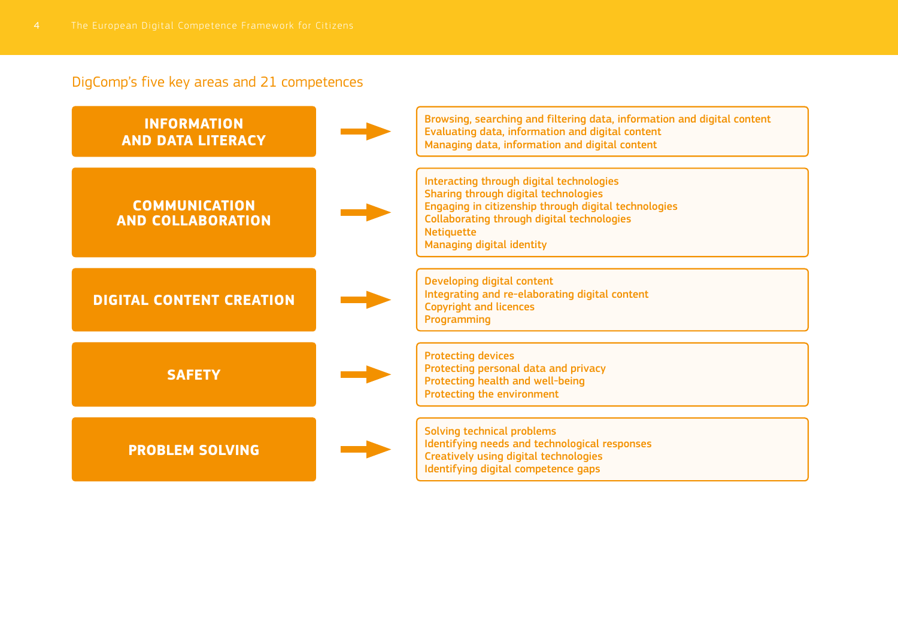## DigComp's five key areas and 21 competences

| Area | Competences |
| --- | --- |
| **INFORMATION AND DATA LITERACY** | Browsing, searching and filtering data, information and digital content<br>Evaluating data, information and digital content<br>Managing data, information and digital content |
| **COMMUNICATION AND COLLABORATION** | Interacting through digital technologies<br>Sharing through digital technologies<br>Engaging in citizenship through digital technologies<br>Collaborating through digital technologies<br>Netiquette<br>Managing digital identity |
| **DIGITAL CONTENT CREATION** | Developing digital content<br>Integrating and re-elaborating digital content<br>Copyright and licences<br>Programming |
| **SAFETY** | Protecting devices<br>Protecting personal data and privacy<br>Protecting health and well-being<br>Protecting the environment |
| **PROBLEM SOLVING** | Solving technical problems<br>Identifying needs and technological responses<br>Creatively using digital technologies<br>Identifying digital competence gaps |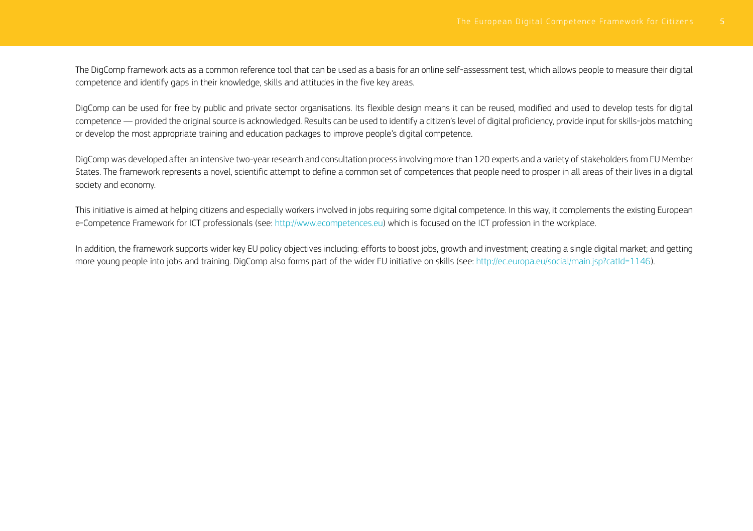The DigComp framework acts as a common reference tool that can be used as a basis for an online self-assessment test, which allows people to measure their digital competence and identify gaps in their knowledge, skills and attitudes in the five key areas.

DigComp can be used for free by public and private sector organisations. Its flexible design means it can be reused, modified and used to develop tests for digital competence — provided the original source is acknowledged. Results can be used to identify a citizen's level of digital proficiency, provide input for skills-jobs matching or develop the most appropriate training and education packages to improve people's digital competence.

DigComp was developed after an intensive two-year research and consultation process involving more than 120 experts and a variety of stakeholders from EU Member States. The framework represents a novel, scientific attempt to define a common set of competences that people need to prosper in all areas of their lives in a digital society and economy.

This initiative is aimed at helping citizens and especially workers involved in jobs requiring some digital competence. In this way, it complements the existing European e-Competence Framework for ICT professionals (see: http://www.ecompetences.eu) which is focused on the ICT profession in the workplace.

In addition, the framework supports wider key EU policy objectives including: efforts to boost jobs, growth and investment; creating a single digital market; and getting more young people into jobs and training. DigComp also forms part of the wider EU initiative on skills (see: http://ec.europa.eu/social/main.jsp?catId=1146).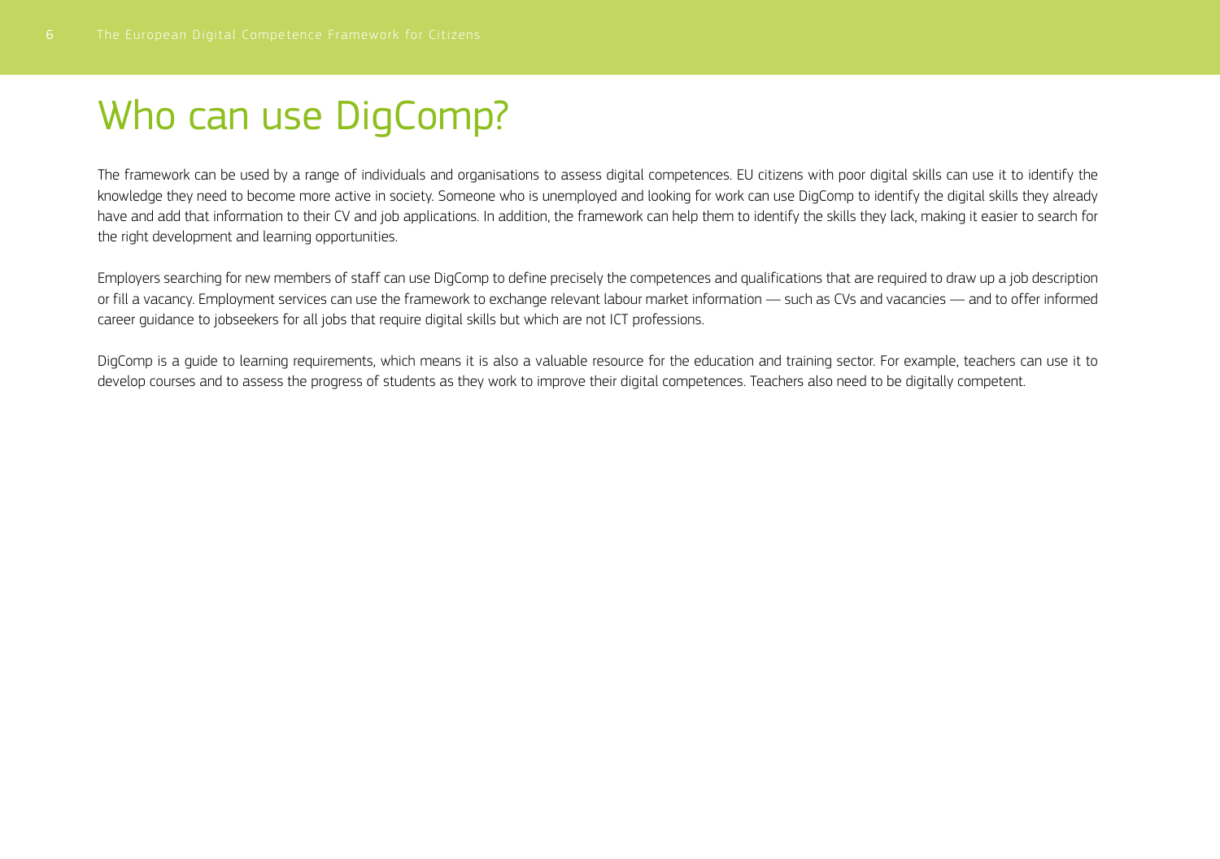# Who can use DigComp?

The framework can be used by a range of individuals and organisations to assess digital competences. EU citizens with poor digital skills can use it to identify the knowledge they need to become more active in society. Someone who is unemployed and looking for work can use DigComp to identify the digital skills they already have and add that information to their CV and job applications. In addition, the framework can help them to identify the skills they lack, making it easier to search for the right development and learning opportunities.

Employers searching for new members of staff can use DigComp to define precisely the competences and qualifications that are required to draw up a job description or fill a vacancy. Employment services can use the framework to exchange relevant labour market information — such as CVs and vacancies — and to offer informed career guidance to jobseekers for all jobs that require digital skills but which are not ICT professions.

DigComp is a guide to learning requirements, which means it is also a valuable resource for the education and training sector. For example, teachers can use it to develop courses and to assess the progress of students as they work to improve their digital competences. Teachers also need to be digitally competent.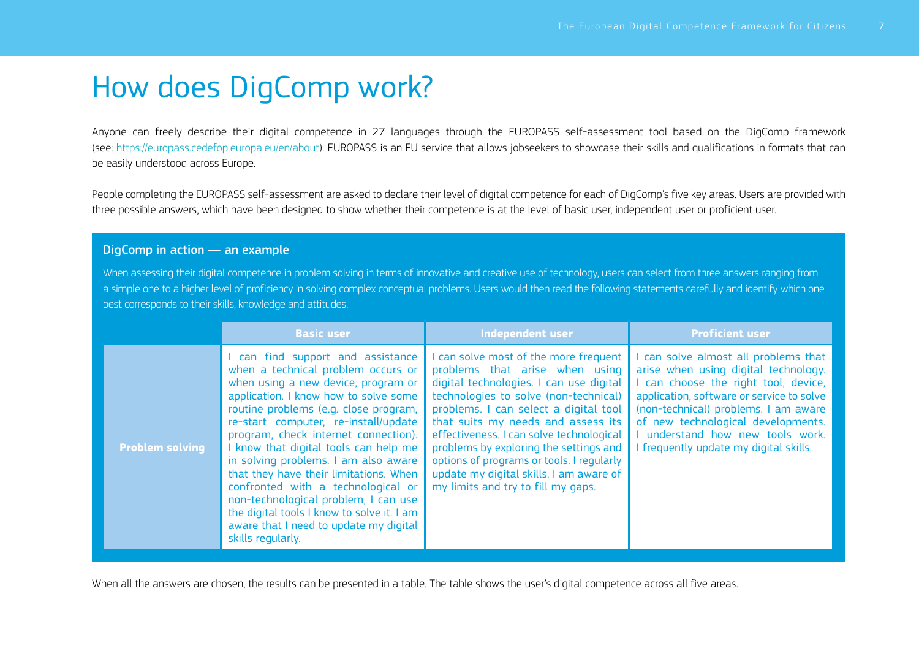# How does DigComp work?

Anyone can freely describe their digital competence in 27 languages through the EUROPASS self-assessment tool based on the DigComp framework (see: https://europass.cedefop.europa.eu/en/about). EUROPASS is an EU service that allows jobseekers to showcase their skills and qualifications in formats that can be easily understood across Europe.

People completing the EUROPASS self-assessment are asked to declare their level of digital competence for each of DigComp's five key areas. Users are provided with three possible answers, which have been designed to show whether their competence is at the level of basic user, independent user or proficient user.

## DigComp in action — an example

When assessing their digital competence in problem solving in terms of innovative and creative use of technology, users can select from three answers ranging from a simple one to a higher level of proficiency in solving complex conceptual problems. Users would then read the following statements carefully and identify which one best corresponds to their skills, knowledge and attitudes.

| | Basic user | Independent user | Proficient user |
|---|---|---|---|
| **Problem solving** | I can find support and assistance when a technical problem occurs or when using a new device, program or application. I know how to solve some routine problems (e.g. close program, re-start computer, re-install/update program, check internet connection). I know that digital tools can help me in solving problems. I am also aware that they have their limitations. When confronted with a technological or non-technological problem, I can use the digital tools I know to solve it. I am aware that I need to update my digital skills regularly. | I can solve most of the more frequent problems that arise when using digital technologies. I can use digital technologies to solve (non-technical) problems. I can select a digital tool that suits my needs and assess its effectiveness. I can solve technological problems by exploring the settings and options of programs or tools. I regularly update my digital skills. I am aware of my limits and try to fill my gaps. | I can solve almost all problems that arise when using digital technology. I can choose the right tool, device, application, software or service to solve (non-technical) problems. I am aware of new technological developments. I understand how new tools work. I frequently update my digital skills. |

When all the answers are chosen, the results can be presented in a table. The table shows the user's digital competence across all five areas.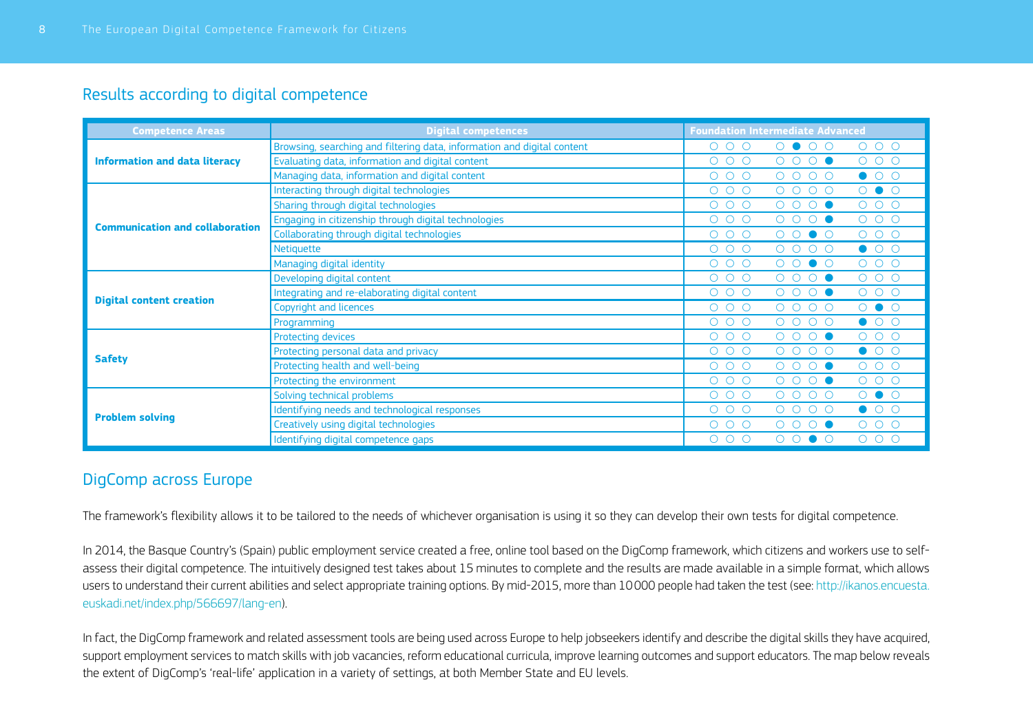## Results according to digital competence

| Competence Areas | Digital competences | Foundation | Intermediate | Advanced |
|---|---|---|---|---|
| **Information and data literacy** | Browsing, searching and filtering data, information and digital content | ○ ○ ○ | ○ ● ○ ○ | ○ ○ ○ |
| | Evaluating data, information and digital content | ○ ○ ○ | ○ ○ ○ ● | ○ ○ ○ |
| | Managing data, information and digital content | ○ ○ ○ | ○ ○ ○ ○ | ● ○ ○ |
| **Communication and collaboration** | Interacting through digital technologies | ○ ○ ○ | ○ ○ ○ ○ | ○ ● ○ |
| | Sharing through digital technologies | ○ ○ ○ | ○ ○ ○ ● | ○ ○ ○ |
| | Engaging in citizenship through digital technologies | ○ ○ ○ | ○ ○ ○ ● | ○ ○ ○ |
| | Collaborating through digital technologies | ○ ○ ○ | ○ ○ ● ○ | ○ ○ ○ |
| | Netiquette | ○ ○ ○ | ○ ○ ○ ○ | ● ○ ○ |
| | Managing digital identity | ○ ○ ○ | ○ ○ ● ○ | ○ ○ ○ |
| **Digital content creation** | Developing digital content | ○ ○ ○ | ○ ○ ○ ● | ○ ○ ○ |
| | Integrating and re-elaborating digital content | ○ ○ ○ | ○ ○ ○ ● | ○ ○ ○ |
| | Copyright and licences | ○ ○ ○ | ○ ○ ○ ○ | ○ ● ○ |
| | Programming | ○ ○ ○ | ○ ○ ○ ○ | ● ○ ○ |
| **Safety** | Protecting devices | ○ ○ ○ | ○ ○ ○ ● | ○ ○ ○ |
| | Protecting personal data and privacy | ○ ○ ○ | ○ ○ ○ ○ | ● ○ ○ |
| | Protecting health and well-being | ○ ○ ○ | ○ ○ ○ ● | ○ ○ ○ |
| | Protecting the environment | ○ ○ ○ | ○ ○ ○ ● | ○ ○ ○ |
| **Problem solving** | Solving technical problems | ○ ○ ○ | ○ ○ ○ ○ | ○ ● ○ |
| | Identifying needs and technological responses | ○ ○ ○ | ○ ○ ○ ○ | ● ○ ○ |
| | Creatively using digital technologies | ○ ○ ○ | ○ ○ ○ ● | ○ ○ ○ |
| | Identifying digital competence gaps | ○ ○ ○ | ○ ○ ● ○ | ○ ○ ○ |

## DigComp across Europe

The framework's flexibility allows it to be tailored to the needs of whichever organisation is using it so they can develop their own tests for digital competence.

In 2014, the Basque Country's (Spain) public employment service created a free, online tool based on the DigComp framework, which citizens and workers use to self-assess their digital competence. The intuitively designed test takes about 15 minutes to complete and the results are made available in a simple format, which allows users to understand their current abilities and select appropriate training options. By mid-2015, more than 10000 people had taken the test (see: http://ikanos.encuesta.euskadi.net/index.php/566697/lang-en).

In fact, the DigComp framework and related assessment tools are being used across Europe to help jobseekers identify and describe the digital skills they have acquired, support employment services to match skills with job vacancies, reform educational curricula, improve learning outcomes and support educators. The map below reveals the extent of DigComp's 'real-life' application in a variety of settings, at both Member State and EU levels.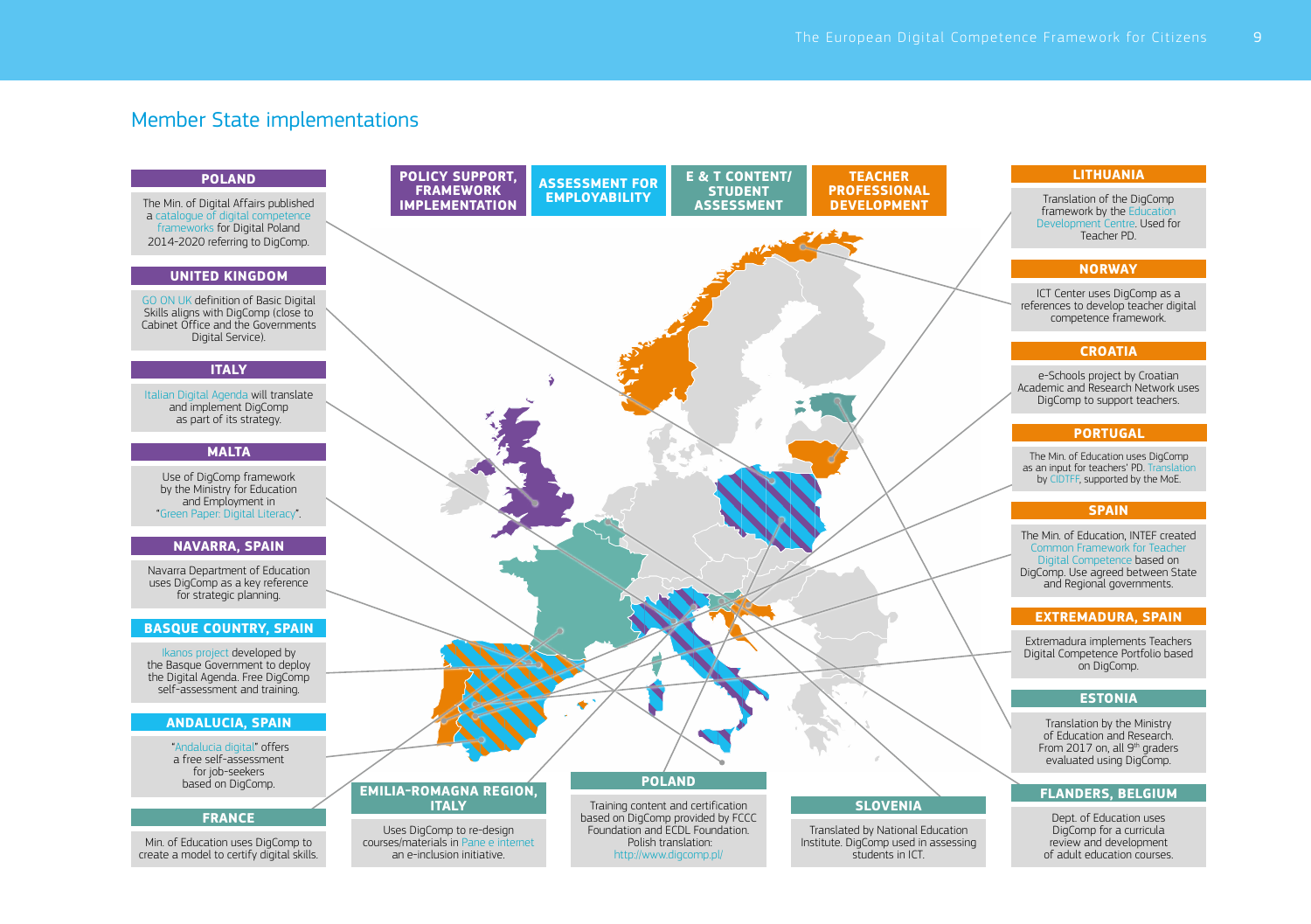## Member State implementations

**POLICY SUPPORT, FRAMEWORK IMPLEMENTATION** | **ASSESSMENT FOR EMPLOYABILITY** | **E & T CONTENT/ STUDENT ASSESSMENT** | **TEACHER PROFESSIONAL DEVELOPMENT**

### POLAND

The Min. of Digital Affairs published a catalogue of digital competence frameworks for Digital Poland 2014-2020 referring to DigComp.

### UNITED KINGDOM

GO ON UK definition of Basic Digital Skills aligns with DigComp (close to Cabinet Office and the Governments Digital Service).

### ITALY

Italian Digital Agenda will translate and implement DigComp as part of its strategy.

### MALTA

Use of DigComp framework by the Ministry for Education and Employment in "Green Paper: Digital Literacy".

### NAVARRA, SPAIN

Navarra Department of Education uses DigComp as a key reference for strategic planning.

### BASQUE COUNTRY, SPAIN

Ikanos project developed by the Basque Government to deploy the Digital Agenda. Free DigComp self-assessment and training.

### ANDALUCIA, SPAIN

"Andalucia digital" offers a free self-assessment for job-seekers based on DigComp.

### FRANCE

Min. of Education uses DigComp to create a model to certify digital skills.

### EMILIA-ROMAGNA REGION, ITALY

Uses DigComp to re-design courses/materials in Pane e internet an e-inclusion initiative.

### POLAND

Training content and certification based on DigComp provided by FCCC Foundation and ECDL Foundation. Polish translation: http://www.digcomp.pl/

### SLOVENIA

Translated by National Education Institute. DigComp used in assessing students in ICT.

### LITHUANIA

Translation of the DigComp framework by the Education Development Centre. Used for Teacher PD.

### NORWAY

ICT Center uses DigComp as a references to develop teacher digital competence framework.

### CROATIA

e-Schools project by Croatian Academic and Research Network uses DigComp to support teachers.

### PORTUGAL

The Min. of Education uses DigComp as an input for teachers' PD. Translation by CIDTFF, supported by the MoE.

### SPAIN

The Min. of Education, INTEF created Common Framework for Teacher Digital Competence based on DigComp. Use agreed between State and Regional governments.

### EXTREMADURA, SPAIN

Extremadura implements Teachers Digital Competence Portfolio based on DigComp.

### ESTONIA

Translation by the Ministry of Education and Research. From 2017 on, all 9th graders evaluated using DigComp.

### FLANDERS, BELGIUM

Dept. of Education uses DigComp for a curricula review and development of adult education courses.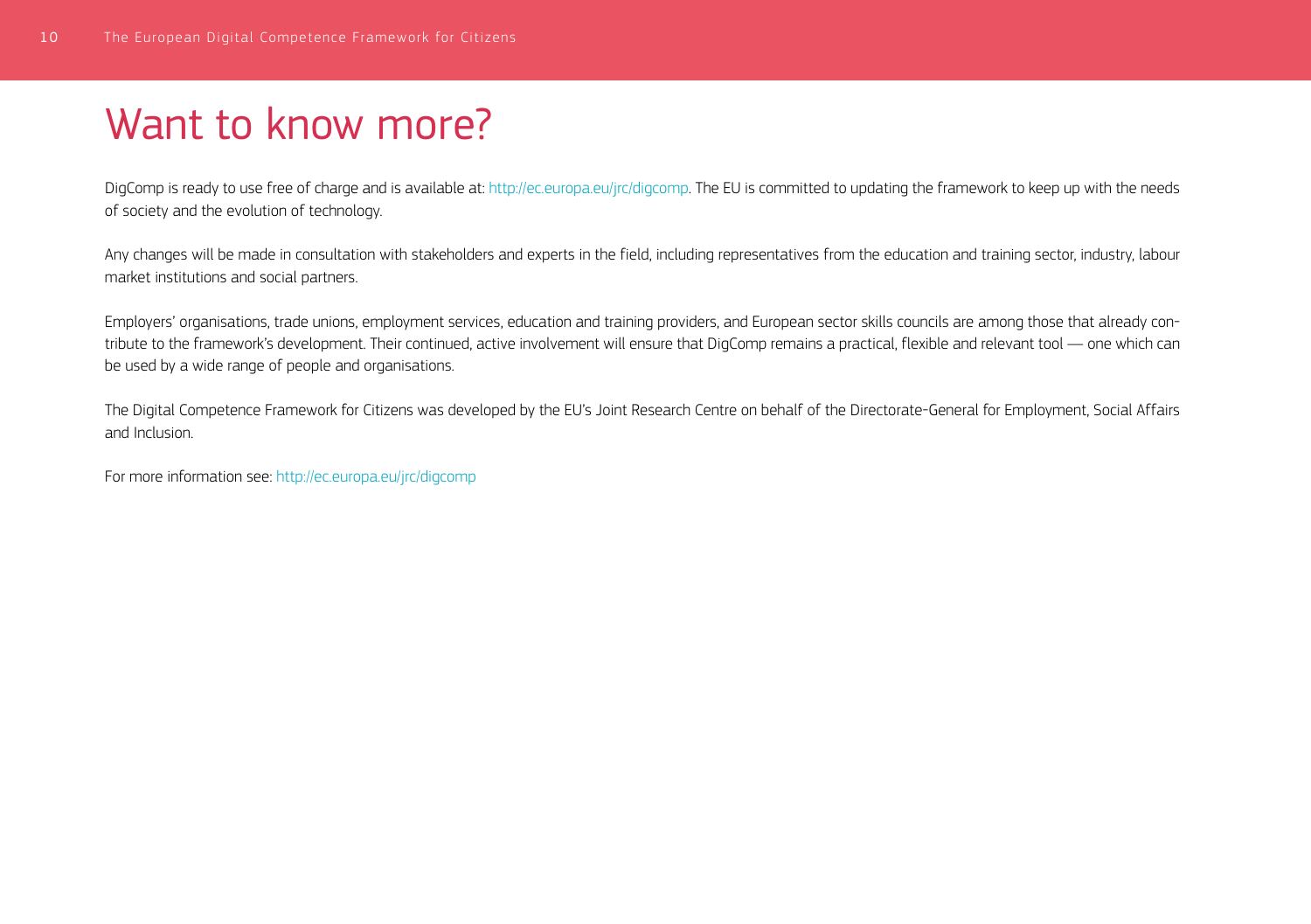# Want to know more?

DigComp is ready to use free of charge and is available at: http://ec.europa.eu/jrc/digcomp. The EU is committed to updating the framework to keep up with the needs of society and the evolution of technology.

Any changes will be made in consultation with stakeholders and experts in the field, including representatives from the education and training sector, industry, labour market institutions and social partners.

Employers' organisations, trade unions, employment services, education and training providers, and European sector skills councils are among those that already contribute to the framework's development. Their continued, active involvement will ensure that DigComp remains a practical, flexible and relevant tool — one which can be used by a wide range of people and organisations.

The Digital Competence Framework for Citizens was developed by the EU's Joint Research Centre on behalf of the Directorate-General for Employment, Social Affairs and Inclusion.

For more information see: http://ec.europa.eu/jrc/digcomp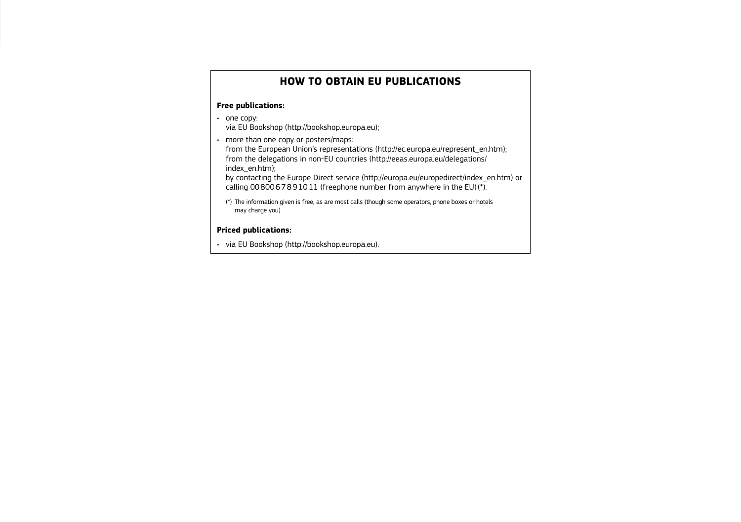# HOW TO OBTAIN EU PUBLICATIONS

**Free publications:**

- one copy:
  via EU Bookshop (http://bookshop.europa.eu);
- more than one copy or posters/maps:
  from the European Union's representations (http://ec.europa.eu/represent_en.htm);
  from the delegations in non-EU countries (http://eeas.europa.eu/delegations/index_en.htm);
  by contacting the Europe Direct service (http://europa.eu/europedirect/index_en.htm) or calling 00 800 6 7 8 9 10 11 (freephone number from anywhere in the EU) (*).

(*) The information given is free, as are most calls (though some operators, phone boxes or hotels may charge you).

**Priced publications:**

- via EU Bookshop (http://bookshop.europa.eu).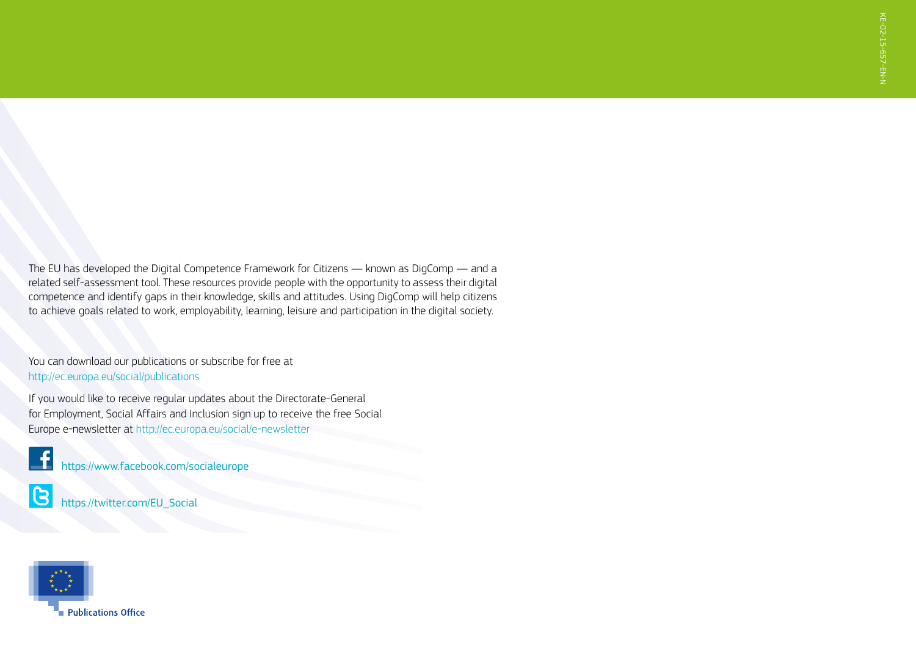The EU has developed the Digital Competence Framework for Citizens — known as DigComp — and a related self-assessment tool. These resources provide people with the opportunity to assess their digital competence and identify gaps in their knowledge, skills and attitudes. Using DigComp will help citizens to achieve goals related to work, employability, learning, leisure and participation in the digital society.

You can download our publications or subscribe for free at
http://ec.europa.eu/social/publications

If you would like to receive regular updates about the Directorate-General for Employment, Social Affairs and Inclusion sign up to receive the free Social Europe e-newsletter at http://ec.europa.eu/social/e-newsletter

https://www.facebook.com/socialeurope

https://twitter.com/EU_Social

Publications Office

KE-02-15-657-EN-N